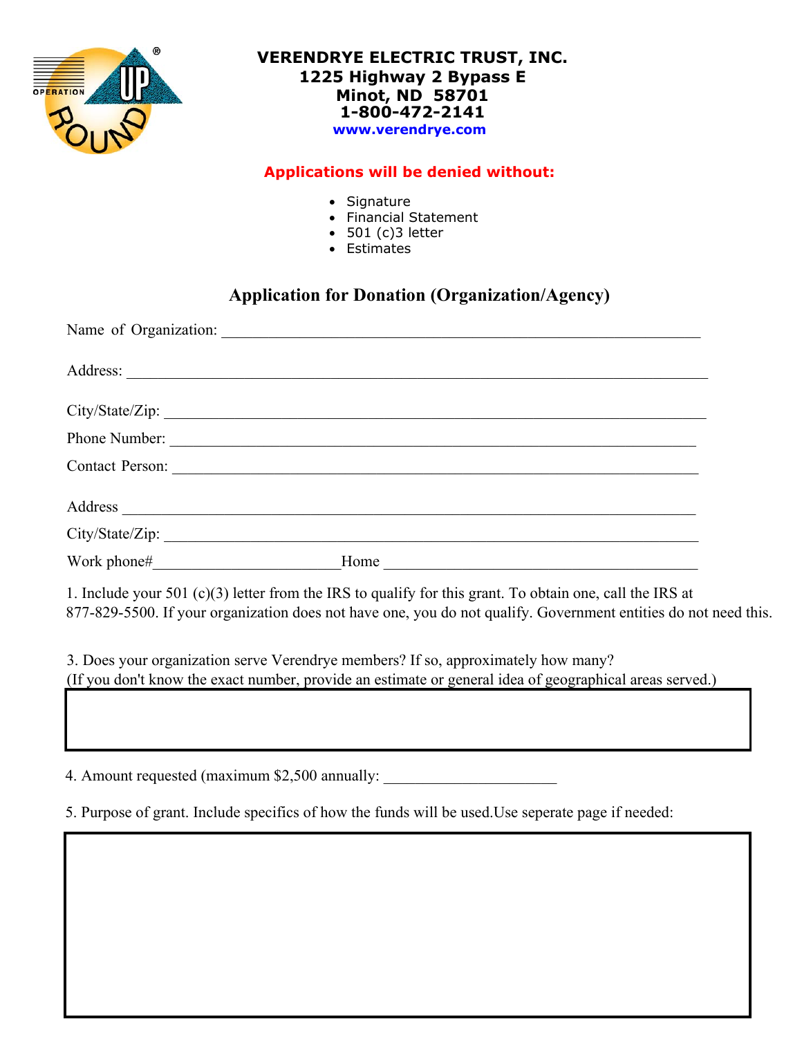# VERENDRYE ELECTRIC TRUST, INC.

**1225 Highway 2 Bypass E**
**Minot, ND 58701**
**1-800-472-2141**
**www.verendrye.com**

**Applications will be denied without:**

- Signature
- Financial Statement
- 501 (c)3 letter
- Estimates

## Application for Donation (Organization/Agency)

Name of Organization: ___________________________________________

Address: ___________________________________________

City/State/Zip: ___________________________________________

Phone Number: ___________________________________________

Contact Person: ___________________________________________

Address ___________________________________________

City/State/Zip: ___________________________________________

Work phone#______________________Home ___________________________________

1. Include your 501 (c)(3) letter from the IRS to qualify for this grant. To obtain one, call the IRS at 877-829-5500. If your organization does not have one, you do not qualify. Government entities do not need this.

3. Does your organization serve Verendrye members? If so, approximately how many?
(If you don't know the exact number, provide an estimate or general idea of geographical areas served.)

4. Amount requested (maximum $2,500 annually: ______________________

5. Purpose of grant. Include specifics of how the funds will be used.Use seperate page if needed: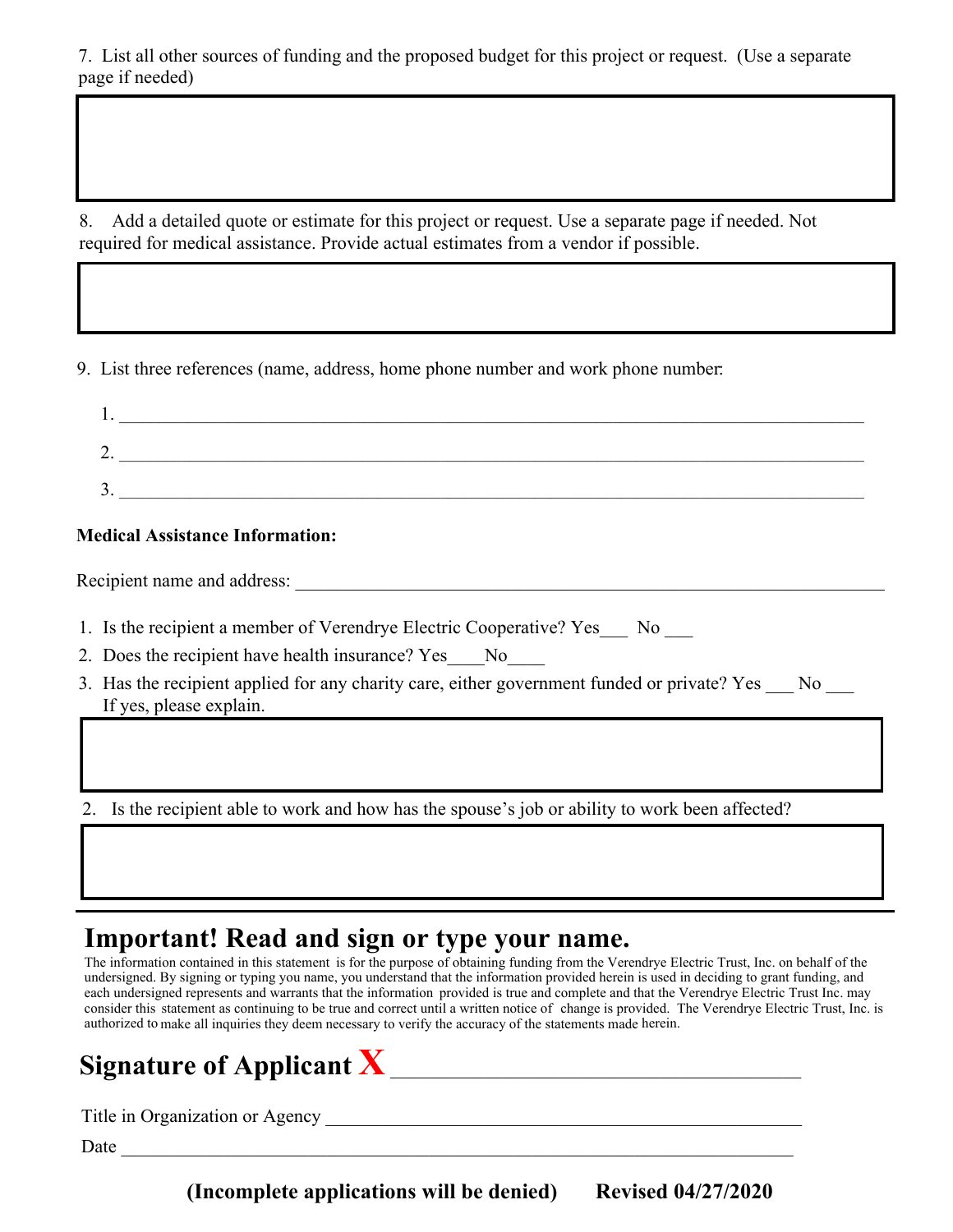7. List all other sources of funding and the proposed budget for this project or request. (Use a separate page if needed)

8. Add a detailed quote or estimate for this project or request. Use a separate page if needed. Not required for medical assistance. Provide actual estimates from a vendor if possible.

9. List three references (name, address, home phone number and work phone number:

1. ______________________________________________________________________________

2. ______________________________________________________________________________

3. ______________________________________________________________________________

**Medical Assistance Information:**

Recipient name and address: ______________________________________________________________

1. Is the recipient a member of Verendrye Electric Cooperative? Yes___ No ___
2. Does the recipient have health insurance? Yes____No____
3. Has the recipient applied for any charity care, either government funded or private? Yes ___ No ___
   If yes, please explain.

2. Is the recipient able to work and how has the spouse's job or ability to work been affected?

## Important! Read and sign or type your name.

The information contained in this statement is for the purpose of obtaining funding from the Verendrye Electric Trust, Inc. on behalf of the undersigned. By signing or typing you name, you understand that the information provided herein is used in deciding to grant funding, and each undersigned represents and warrants that the information provided is true and complete and that the Verendrye Electric Trust Inc. may consider this statement as continuing to be true and correct until a written notice of change is provided. The Verendrye Electric Trust, Inc. is authorized to make all inquiries they deem necessary to verify the accuracy of the statements made herein.

**Signature of Applicant X** ____________________________________

Title in Organization or Agency ____________________________________________________

Date ______________________________________________________________________

**(Incomplete applications will be denied)** **Revised 04/27/2020**